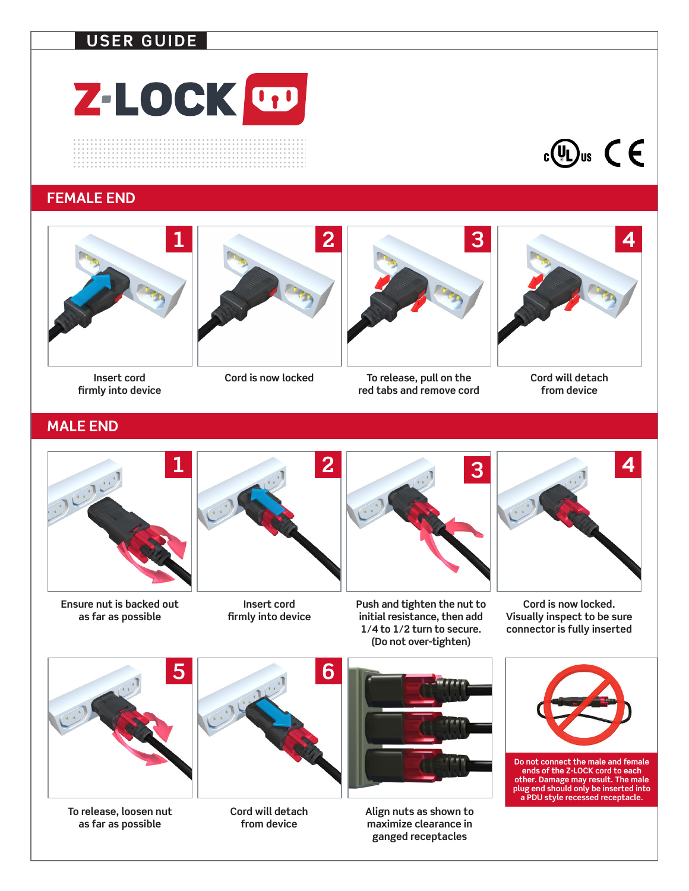USER GUIDE

# Z-LOCK

## FEMALE END

1. Insert cord firmly into device
2. Cord is now locked
3. To release, pull on the red tabs and remove cord
4. Cord will detach from device

## MALE END

1. Ensure nut is backed out as far as possible
2. Insert cord firmly into device
3. Push and tighten the nut to initial resistance, then add 1/4 to 1/2 turn to secure. (Do not over-tighten)
4. Cord is now locked. Visually inspect to be sure connector is fully inserted
5. To release, loosen nut as far as possible
6. Cord will detach from device

Align nuts as shown to maximize clearance in ganged receptacles

**Do not connect the male and female ends of the Z-LOCK cord to each other. Damage may result. The male plug end should only be inserted into a PDU style recessed receptacle.**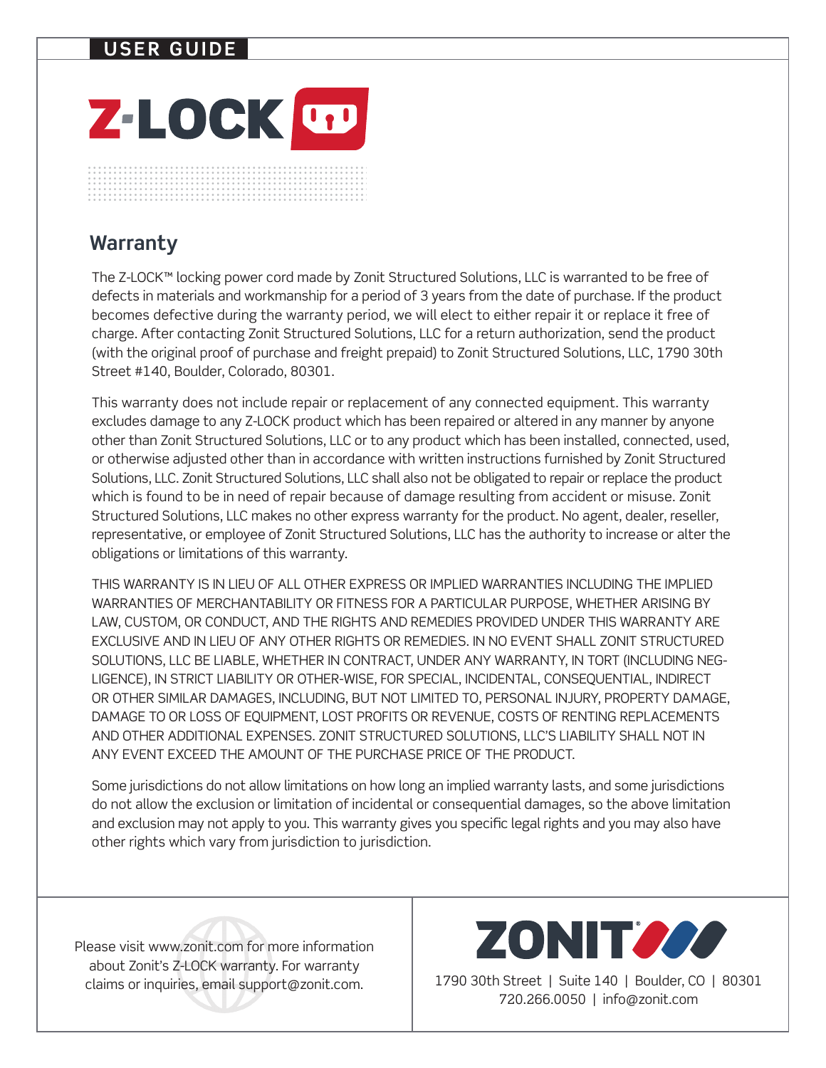USER GUIDE

# Z-LOCK

## Warranty

The Z-LOCK™ locking power cord made by Zonit Structured Solutions, LLC is warranted to be free of defects in materials and workmanship for a period of 3 years from the date of purchase. If the product becomes defective during the warranty period, we will elect to either repair it or replace it free of charge. After contacting Zonit Structured Solutions, LLC for a return authorization, send the product (with the original proof of purchase and freight prepaid) to Zonit Structured Solutions, LLC, 1790 30th Street #140, Boulder, Colorado, 80301.

This warranty does not include repair or replacement of any connected equipment. This warranty excludes damage to any Z-LOCK product which has been repaired or altered in any manner by anyone other than Zonit Structured Solutions, LLC or to any product which has been installed, connected, used, or otherwise adjusted other than in accordance with written instructions furnished by Zonit Structured Solutions, LLC. Zonit Structured Solutions, LLC shall also not be obligated to repair or replace the product which is found to be in need of repair because of damage resulting from accident or misuse. Zonit Structured Solutions, LLC makes no other express warranty for the product. No agent, dealer, reseller, representative, or employee of Zonit Structured Solutions, LLC has the authority to increase or alter the obligations or limitations of this warranty.

THIS WARRANTY IS IN LIEU OF ALL OTHER EXPRESS OR IMPLIED WARRANTIES INCLUDING THE IMPLIED WARRANTIES OF MERCHANTABILITY OR FITNESS FOR A PARTICULAR PURPOSE, WHETHER ARISING BY LAW, CUSTOM, OR CONDUCT, AND THE RIGHTS AND REMEDIES PROVIDED UNDER THIS WARRANTY ARE EXCLUSIVE AND IN LIEU OF ANY OTHER RIGHTS OR REMEDIES. IN NO EVENT SHALL ZONIT STRUCTURED SOLUTIONS, LLC BE LIABLE, WHETHER IN CONTRACT, UNDER ANY WARRANTY, IN TORT (INCLUDING NEGLIGENCE), IN STRICT LIABILITY OR OTHER-WISE, FOR SPECIAL, INCIDENTAL, CONSEQUENTIAL, INDIRECT OR OTHER SIMILAR DAMAGES, INCLUDING, BUT NOT LIMITED TO, PERSONAL INJURY, PROPERTY DAMAGE, DAMAGE TO OR LOSS OF EQUIPMENT, LOST PROFITS OR REVENUE, COSTS OF RENTING REPLACEMENTS AND OTHER ADDITIONAL EXPENSES. ZONIT STRUCTURED SOLUTIONS, LLC'S LIABILITY SHALL NOT IN ANY EVENT EXCEED THE AMOUNT OF THE PURCHASE PRICE OF THE PRODUCT.

Some jurisdictions do not allow limitations on how long an implied warranty lasts, and some jurisdictions do not allow the exclusion or limitation of incidental or consequential damages, so the above limitation and exclusion may not apply to you. This warranty gives you specific legal rights and you may also have other rights which vary from jurisdiction to jurisdiction.

Please visit www.zonit.com for more information about Zonit's Z-LOCK warranty. For warranty claims or inquiries, email support@zonit.com.

ZONIT

1790 30th Street | Suite 140 | Boulder, CO | 80301
720.266.0050 | info@zonit.com